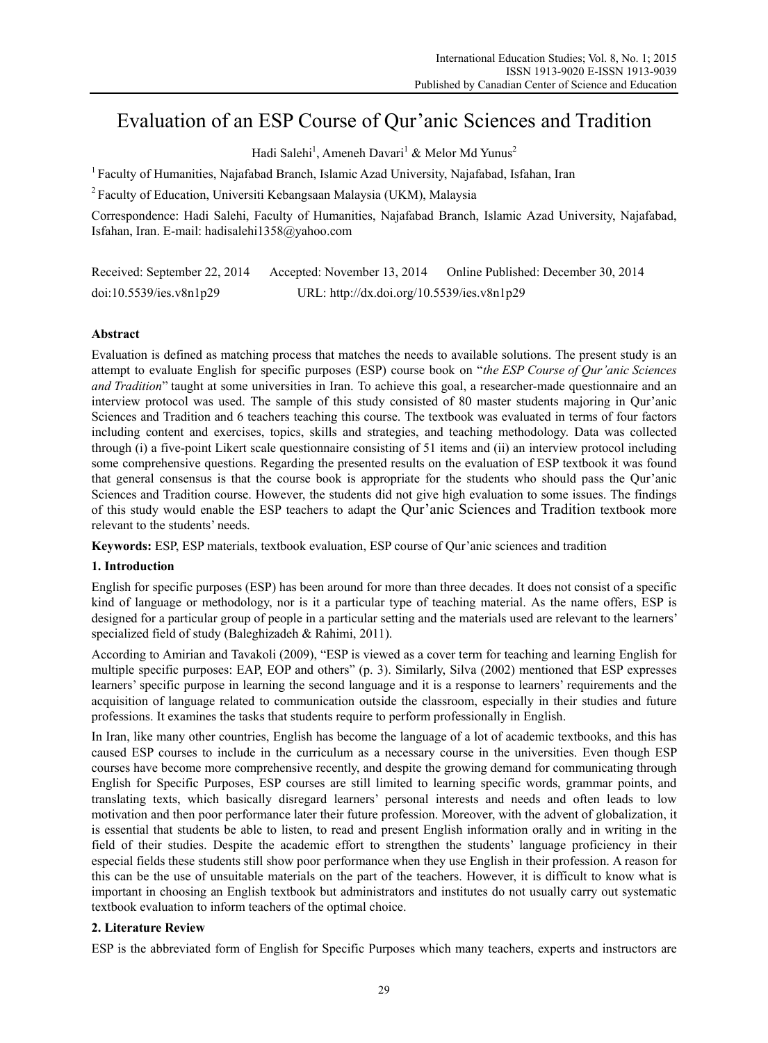# Evaluation of an ESP Course of Qur'anic Sciences and Tradition

Hadi Salehi[1], Ameneh Davari[1] & Melor Md Yunus[2]

[1] Faculty of Humanities, Najafabad Branch, Islamic Azad University, Najafabad, Isfahan, Iran

[2] Faculty of Education, Universiti Kebangsaan Malaysia (UKM), Malaysia

Correspondence: Hadi Salehi, Faculty of Humanities, Najafabad Branch, Islamic Azad University, Najafabad, Isfahan, Iran. E-mail: hadisalehi1358@yahoo.com

Received: September 22, 2014 Accepted: November 13, 2014 Online Published: December 30, 2014

doi:10.5539/ies.v8n1p29 URL: http://dx.doi.org/10.5539/ies.v8n1p29

## Abstract

Evaluation is defined as matching process that matches the needs to available solutions. The present study is an attempt to evaluate English for specific purposes (ESP) course book on "*the ESP Course of Qur'anic Sciences and Tradition*" taught at some universities in Iran. To achieve this goal, a researcher-made questionnaire and an interview protocol was used. The sample of this study consisted of 80 master students majoring in Qur'anic Sciences and Tradition and 6 teachers teaching this course. The textbook was evaluated in terms of four factors including content and exercises, topics, skills and strategies, and teaching methodology. Data was collected through (i) a five-point Likert scale questionnaire consisting of 51 items and (ii) an interview protocol including some comprehensive questions. Regarding the presented results on the evaluation of ESP textbook it was found that general consensus is that the course book is appropriate for the students who should pass the Qur'anic Sciences and Tradition course. However, the students did not give high evaluation to some issues. The findings of this study would enable the ESP teachers to adapt the Qur'anic Sciences and Tradition textbook more relevant to the students' needs.

**Keywords:** ESP, ESP materials, textbook evaluation, ESP course of Qur'anic sciences and tradition

## 1. Introduction

English for specific purposes (ESP) has been around for more than three decades. It does not consist of a specific kind of language or methodology, nor is it a particular type of teaching material. As the name offers, ESP is designed for a particular group of people in a particular setting and the materials used are relevant to the learners' specialized field of study (Baleghizadeh & Rahimi, 2011).

According to Amirian and Tavakoli (2009), "ESP is viewed as a cover term for teaching and learning English for multiple specific purposes: EAP, EOP and others" (p. 3). Similarly, Silva (2002) mentioned that ESP expresses learners' specific purpose in learning the second language and it is a response to learners' requirements and the acquisition of language related to communication outside the classroom, especially in their studies and future professions. It examines the tasks that students require to perform professionally in English.

In Iran, like many other countries, English has become the language of a lot of academic textbooks, and this has caused ESP courses to include in the curriculum as a necessary course in the universities. Even though ESP courses have become more comprehensive recently, and despite the growing demand for communicating through English for Specific Purposes, ESP courses are still limited to learning specific words, grammar points, and translating texts, which basically disregard learners' personal interests and needs and often leads to low motivation and then poor performance later their future profession. Moreover, with the advent of globalization, it is essential that students be able to listen, to read and present English information orally and in writing in the field of their studies. Despite the academic effort to strengthen the students' language proficiency in their especial fields these students still show poor performance when they use English in their profession. A reason for this can be the use of unsuitable materials on the part of the teachers. However, it is difficult to know what is important in choosing an English textbook but administrators and institutes do not usually carry out systematic textbook evaluation to inform teachers of the optimal choice.

## 2. Literature Review

ESP is the abbreviated form of English for Specific Purposes which many teachers, experts and instructors are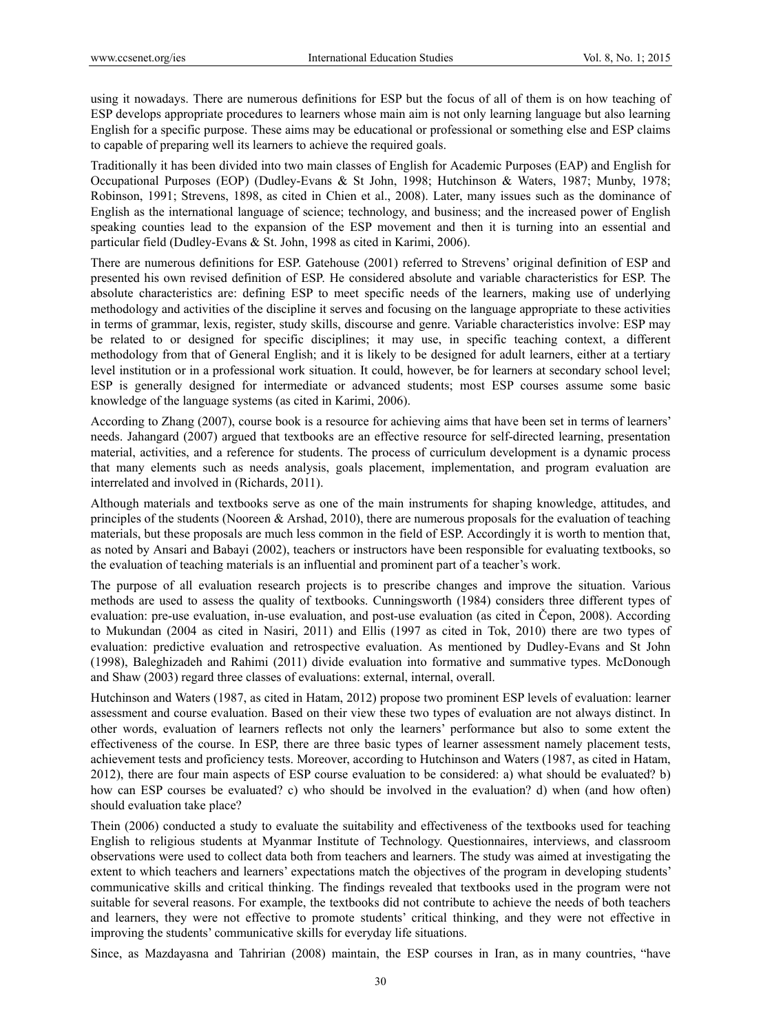using it nowadays. There are numerous definitions for ESP but the focus of all of them is on how teaching of ESP develops appropriate procedures to learners whose main aim is not only learning language but also learning English for a specific purpose. These aims may be educational or professional or something else and ESP claims to capable of preparing well its learners to achieve the required goals.

Traditionally it has been divided into two main classes of English for Academic Purposes (EAP) and English for Occupational Purposes (EOP) (Dudley-Evans & St John, 1998; Hutchinson & Waters, 1987; Munby, 1978; Robinson, 1991; Strevens, 1898, as cited in Chien et al., 2008). Later, many issues such as the dominance of English as the international language of science; technology, and business; and the increased power of English speaking counties lead to the expansion of the ESP movement and then it is turning into an essential and particular field (Dudley-Evans & St. John, 1998 as cited in Karimi, 2006).

There are numerous definitions for ESP. Gatehouse (2001) referred to Strevens' original definition of ESP and presented his own revised definition of ESP. He considered absolute and variable characteristics for ESP. The absolute characteristics are: defining ESP to meet specific needs of the learners, making use of underlying methodology and activities of the discipline it serves and focusing on the language appropriate to these activities in terms of grammar, lexis, register, study skills, discourse and genre. Variable characteristics involve: ESP may be related to or designed for specific disciplines; it may use, in specific teaching context, a different methodology from that of General English; and it is likely to be designed for adult learners, either at a tertiary level institution or in a professional work situation. It could, however, be for learners at secondary school level; ESP is generally designed for intermediate or advanced students; most ESP courses assume some basic knowledge of the language systems (as cited in Karimi, 2006).

According to Zhang (2007), course book is a resource for achieving aims that have been set in terms of learners' needs. Jahangard (2007) argued that textbooks are an effective resource for self-directed learning, presentation material, activities, and a reference for students. The process of curriculum development is a dynamic process that many elements such as needs analysis, goals placement, implementation, and program evaluation are interrelated and involved in (Richards, 2011).

Although materials and textbooks serve as one of the main instruments for shaping knowledge, attitudes, and principles of the students (Nooreen & Arshad, 2010), there are numerous proposals for the evaluation of teaching materials, but these proposals are much less common in the field of ESP. Accordingly it is worth to mention that, as noted by Ansari and Babayi (2002), teachers or instructors have been responsible for evaluating textbooks, so the evaluation of teaching materials is an influential and prominent part of a teacher's work.

The purpose of all evaluation research projects is to prescribe changes and improve the situation. Various methods are used to assess the quality of textbooks. Cunningsworth (1984) considers three different types of evaluation: pre-use evaluation, in-use evaluation, and post-use evaluation (as cited in Čepon, 2008). According to Mukundan (2004 as cited in Nasiri, 2011) and Ellis (1997 as cited in Tok, 2010) there are two types of evaluation: predictive evaluation and retrospective evaluation. As mentioned by Dudley-Evans and St John (1998), Baleghizadeh and Rahimi (2011) divide evaluation into formative and summative types. McDonough and Shaw (2003) regard three classes of evaluations: external, internal, overall.

Hutchinson and Waters (1987, as cited in Hatam, 2012) propose two prominent ESP levels of evaluation: learner assessment and course evaluation. Based on their view these two types of evaluation are not always distinct. In other words, evaluation of learners reflects not only the learners' performance but also to some extent the effectiveness of the course. In ESP, there are three basic types of learner assessment namely placement tests, achievement tests and proficiency tests. Moreover, according to Hutchinson and Waters (1987, as cited in Hatam, 2012), there are four main aspects of ESP course evaluation to be considered: a) what should be evaluated? b) how can ESP courses be evaluated? c) who should be involved in the evaluation? d) when (and how often) should evaluation take place?

Thein (2006) conducted a study to evaluate the suitability and effectiveness of the textbooks used for teaching English to religious students at Myanmar Institute of Technology. Questionnaires, interviews, and classroom observations were used to collect data both from teachers and learners. The study was aimed at investigating the extent to which teachers and learners' expectations match the objectives of the program in developing students' communicative skills and critical thinking. The findings revealed that textbooks used in the program were not suitable for several reasons. For example, the textbooks did not contribute to achieve the needs of both teachers and learners, they were not effective to promote students' critical thinking, and they were not effective in improving the students' communicative skills for everyday life situations.

Since, as Mazdayasna and Tahririan (2008) maintain, the ESP courses in Iran, as in many countries, "have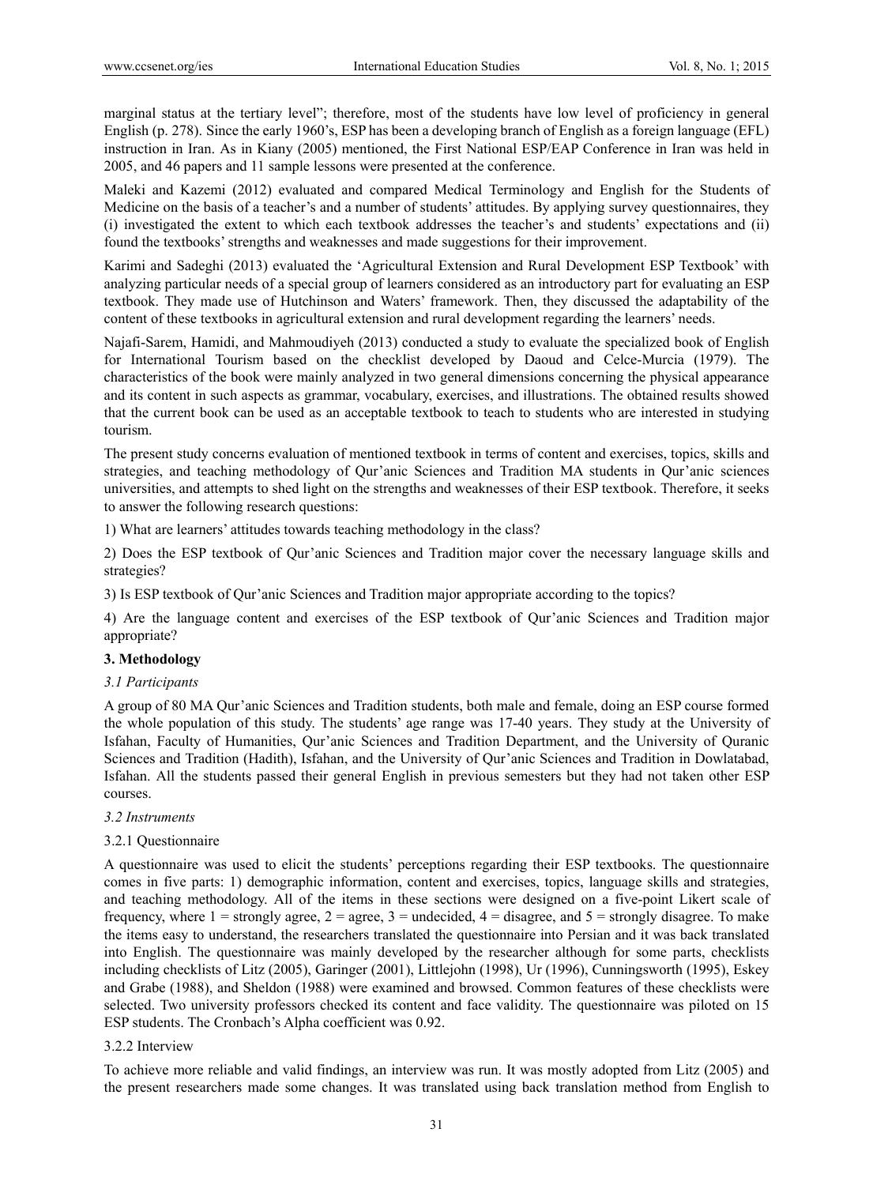marginal status at the tertiary level"; therefore, most of the students have low level of proficiency in general English (p. 278). Since the early 1960's, ESP has been a developing branch of English as a foreign language (EFL) instruction in Iran. As in Kiany (2005) mentioned, the First National ESP/EAP Conference in Iran was held in 2005, and 46 papers and 11 sample lessons were presented at the conference.

Maleki and Kazemi (2012) evaluated and compared Medical Terminology and English for the Students of Medicine on the basis of a teacher's and a number of students' attitudes. By applying survey questionnaires, they (i) investigated the extent to which each textbook addresses the teacher's and students' expectations and (ii) found the textbooks' strengths and weaknesses and made suggestions for their improvement.

Karimi and Sadeghi (2013) evaluated the 'Agricultural Extension and Rural Development ESP Textbook' with analyzing particular needs of a special group of learners considered as an introductory part for evaluating an ESP textbook. They made use of Hutchinson and Waters' framework. Then, they discussed the adaptability of the content of these textbooks in agricultural extension and rural development regarding the learners' needs.

Najafi-Sarem, Hamidi, and Mahmoudiyeh (2013) conducted a study to evaluate the specialized book of English for International Tourism based on the checklist developed by Daoud and Celce-Murcia (1979). The characteristics of the book were mainly analyzed in two general dimensions concerning the physical appearance and its content in such aspects as grammar, vocabulary, exercises, and illustrations. The obtained results showed that the current book can be used as an acceptable textbook to teach to students who are interested in studying tourism.

The present study concerns evaluation of mentioned textbook in terms of content and exercises, topics, skills and strategies, and teaching methodology of Qur'anic Sciences and Tradition MA students in Qur'anic sciences universities, and attempts to shed light on the strengths and weaknesses of their ESP textbook. Therefore, it seeks to answer the following research questions:

1) What are learners' attitudes towards teaching methodology in the class?

2) Does the ESP textbook of Qur'anic Sciences and Tradition major cover the necessary language skills and strategies?

3) Is ESP textbook of Qur'anic Sciences and Tradition major appropriate according to the topics?

4) Are the language content and exercises of the ESP textbook of Qur'anic Sciences and Tradition major appropriate?

## 3. Methodology

### *3.1 Participants*

A group of 80 MA Qur'anic Sciences and Tradition students, both male and female, doing an ESP course formed the whole population of this study. The students' age range was 17-40 years. They study at the University of Isfahan, Faculty of Humanities, Qur'anic Sciences and Tradition Department, and the University of Quranic Sciences and Tradition (Hadith), Isfahan, and the University of Qur'anic Sciences and Tradition in Dowlatabad, Isfahan. All the students passed their general English in previous semesters but they had not taken other ESP courses.

### *3.2 Instruments*

#### 3.2.1 Questionnaire

A questionnaire was used to elicit the students' perceptions regarding their ESP textbooks. The questionnaire comes in five parts: 1) demographic information, content and exercises, topics, language skills and strategies, and teaching methodology. All of the items in these sections were designed on a five-point Likert scale of frequency, where 1 = strongly agree, 2 = agree, 3 = undecided, 4 = disagree, and 5 = strongly disagree. To make the items easy to understand, the researchers translated the questionnaire into Persian and it was back translated into English. The questionnaire was mainly developed by the researcher although for some parts, checklists including checklists of Litz (2005), Garinger (2001), Littlejohn (1998), Ur (1996), Cunningsworth (1995), Eskey and Grabe (1988), and Sheldon (1988) were examined and browsed. Common features of these checklists were selected. Two university professors checked its content and face validity. The questionnaire was piloted on 15 ESP students. The Cronbach's Alpha coefficient was 0.92.

#### 3.2.2 Interview

To achieve more reliable and valid findings, an interview was run. It was mostly adopted from Litz (2005) and the present researchers made some changes. It was translated using back translation method from English to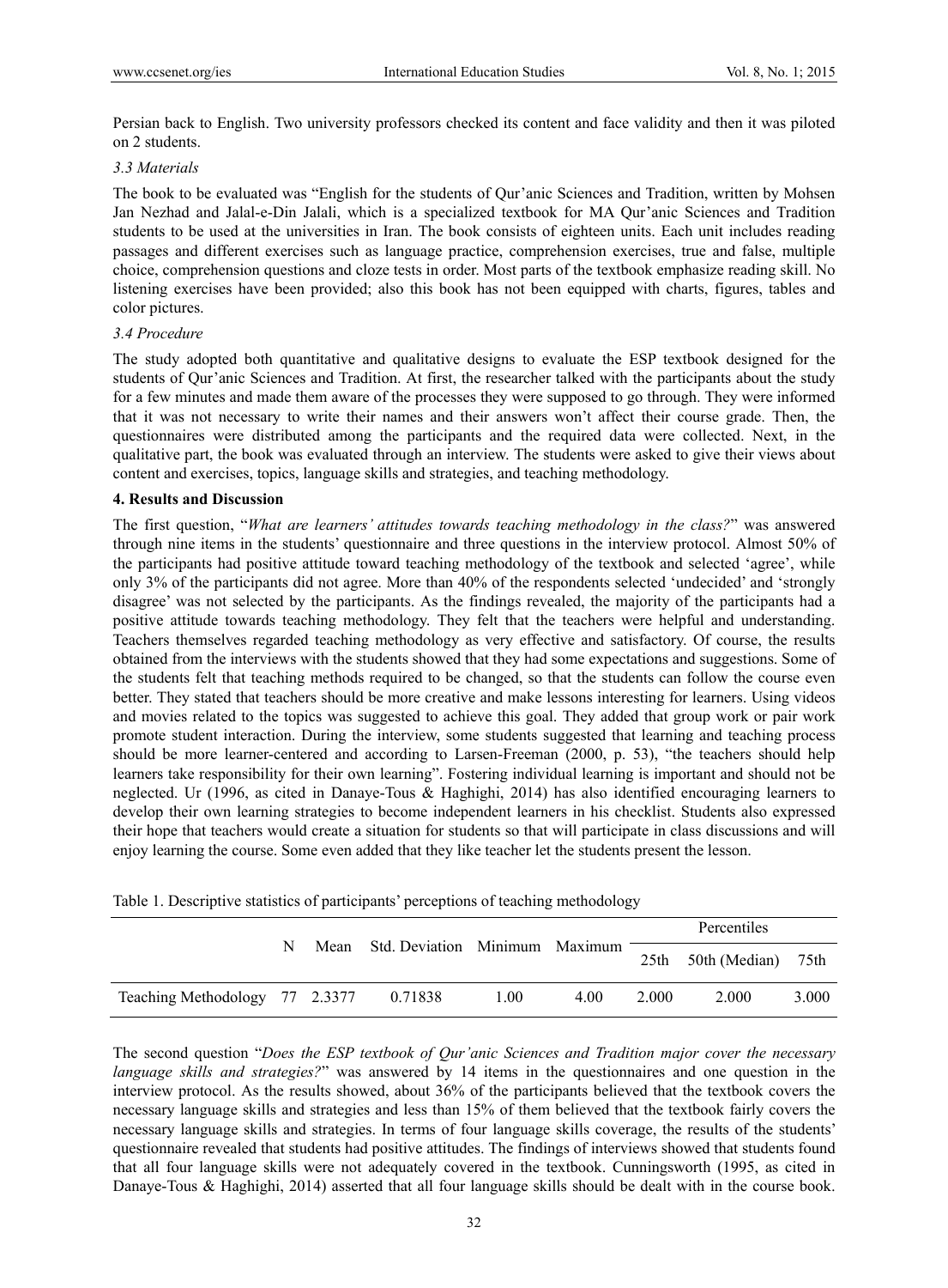Persian back to English. Two university professors checked its content and face validity and then it was piloted on 2 students.

### *3.3 Materials*

The book to be evaluated was "English for the students of Qur'anic Sciences and Tradition, written by Mohsen Jan Nezhad and Jalal-e-Din Jalali, which is a specialized textbook for MA Qur'anic Sciences and Tradition students to be used at the universities in Iran. The book consists of eighteen units. Each unit includes reading passages and different exercises such as language practice, comprehension exercises, true and false, multiple choice, comprehension questions and cloze tests in order. Most parts of the textbook emphasize reading skill. No listening exercises have been provided; also this book has not been equipped with charts, figures, tables and color pictures.

### *3.4 Procedure*

The study adopted both quantitative and qualitative designs to evaluate the ESP textbook designed for the students of Qur'anic Sciences and Tradition. At first, the researcher talked with the participants about the study for a few minutes and made them aware of the processes they were supposed to go through. They were informed that it was not necessary to write their names and their answers won't affect their course grade. Then, the questionnaires were distributed among the participants and the required data were collected. Next, in the qualitative part, the book was evaluated through an interview. The students were asked to give their views about content and exercises, topics, language skills and strategies, and teaching methodology.

## 4. Results and Discussion

The first question, "*What are learners' attitudes towards teaching methodology in the class?*" was answered through nine items in the students' questionnaire and three questions in the interview protocol. Almost 50% of the participants had positive attitude toward teaching methodology of the textbook and selected 'agree', while only 3% of the participants did not agree. More than 40% of the respondents selected 'undecided' and 'strongly disagree' was not selected by the participants. As the findings revealed, the majority of the participants had a positive attitude towards teaching methodology. They felt that the teachers were helpful and understanding. Teachers themselves regarded teaching methodology as very effective and satisfactory. Of course, the results obtained from the interviews with the students showed that they had some expectations and suggestions. Some of the students felt that teaching methods required to be changed, so that the students can follow the course even better. They stated that teachers should be more creative and make lessons interesting for learners. Using videos and movies related to the topics was suggested to achieve this goal. They added that group work or pair work promote student interaction. During the interview, some students suggested that learning and teaching process should be more learner-centered and according to Larsen-Freeman (2000, p. 53), "the teachers should help learners take responsibility for their own learning". Fostering individual learning is important and should not be neglected. Ur (1996, as cited in Danaye-Tous & Haghighi, 2014) has also identified encouraging learners to develop their own learning strategies to become independent learners in his checklist. Students also expressed their hope that teachers would create a situation for students so that will participate in class discussions and will enjoy learning the course. Some even added that they like teacher let the students present the lesson.

Table 1. Descriptive statistics of participants' perceptions of teaching methodology

| | N | Mean | Std. Deviation | Minimum | Maximum | Percentiles | | |
|---|---|---|---|---|---|---|---|---|
| | | | | | | 25th | 50th (Median) | 75th |
| Teaching Methodology | 77 | 2.3377 | 0.71838 | 1.00 | 4.00 | 2.000 | 2.000 | 3.000 |

The second question "*Does the ESP textbook of Qur'anic Sciences and Tradition major cover the necessary language skills and strategies?*" was answered by 14 items in the questionnaires and one question in the interview protocol. As the results showed, about 36% of the participants believed that the textbook covers the necessary language skills and strategies and less than 15% of them believed that the textbook fairly covers the necessary language skills and strategies. In terms of four language skills coverage, the results of the students' questionnaire revealed that students had positive attitudes. The findings of interviews showed that students found that all four language skills were not adequately covered in the textbook. Cunningsworth (1995, as cited in Danaye-Tous & Haghighi, 2014) asserted that all four language skills should be dealt with in the course book.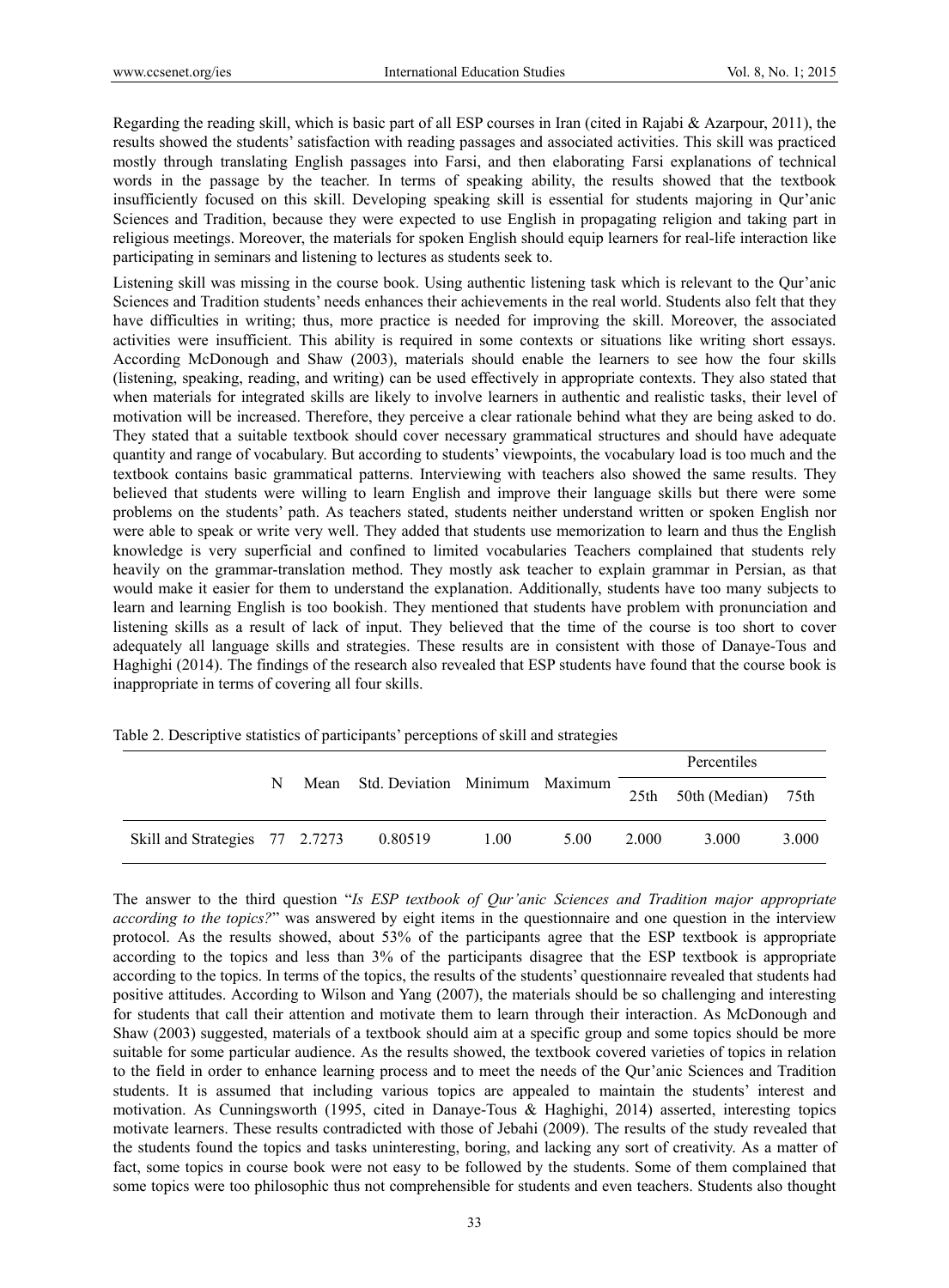Regarding the reading skill, which is basic part of all ESP courses in Iran (cited in Rajabi & Azarpour, 2011), the results showed the students' satisfaction with reading passages and associated activities. This skill was practiced mostly through translating English passages into Farsi, and then elaborating Farsi explanations of technical words in the passage by the teacher. In terms of speaking ability, the results showed that the textbook insufficiently focused on this skill. Developing speaking skill is essential for students majoring in Qur'anic Sciences and Tradition, because they were expected to use English in propagating religion and taking part in religious meetings. Moreover, the materials for spoken English should equip learners for real-life interaction like participating in seminars and listening to lectures as students seek to.

Listening skill was missing in the course book. Using authentic listening task which is relevant to the Qur'anic Sciences and Tradition students' needs enhances their achievements in the real world. Students also felt that they have difficulties in writing; thus, more practice is needed for improving the skill. Moreover, the associated activities were insufficient. This ability is required in some contexts or situations like writing short essays. According McDonough and Shaw (2003), materials should enable the learners to see how the four skills (listening, speaking, reading, and writing) can be used effectively in appropriate contexts. They also stated that when materials for integrated skills are likely to involve learners in authentic and realistic tasks, their level of motivation will be increased. Therefore, they perceive a clear rationale behind what they are being asked to do. They stated that a suitable textbook should cover necessary grammatical structures and should have adequate quantity and range of vocabulary. But according to students' viewpoints, the vocabulary load is too much and the textbook contains basic grammatical patterns. Interviewing with teachers also showed the same results. They believed that students were willing to learn English and improve their language skills but there were some problems on the students' path. As teachers stated, students neither understand written or spoken English nor were able to speak or write very well. They added that students use memorization to learn and thus the English knowledge is very superficial and confined to limited vocabularies Teachers complained that students rely heavily on the grammar-translation method. They mostly ask teacher to explain grammar in Persian, as that would make it easier for them to understand the explanation. Additionally, students have too many subjects to learn and learning English is too bookish. They mentioned that students have problem with pronunciation and listening skills as a result of lack of input. They believed that the time of the course is too short to cover adequately all language skills and strategies. These results are in consistent with those of Danaye-Tous and Haghighi (2014). The findings of the research also revealed that ESP students have found that the course book is inappropriate in terms of covering all four skills.

Table 2. Descriptive statistics of participants' perceptions of skill and strategies

| | N | Mean | Std. Deviation | Minimum | Maximum | Percentiles | | |
|---|---|---|---|---|---|---|---|---|
| | | | | | | 25th | 50th (Median) | 75th |
| Skill and Strategies | 77 | 2.7273 | 0.80519 | 1.00 | 5.00 | 2.000 | 3.000 | 3.000 |

The answer to the third question "*Is ESP textbook of Qur'anic Sciences and Tradition major appropriate according to the topics?*" was answered by eight items in the questionnaire and one question in the interview protocol. As the results showed, about 53% of the participants agree that the ESP textbook is appropriate according to the topics and less than 3% of the participants disagree that the ESP textbook is appropriate according to the topics. In terms of the topics, the results of the students' questionnaire revealed that students had positive attitudes. According to Wilson and Yang (2007), the materials should be so challenging and interesting for students that call their attention and motivate them to learn through their interaction. As McDonough and Shaw (2003) suggested, materials of a textbook should aim at a specific group and some topics should be more suitable for some particular audience. As the results showed, the textbook covered varieties of topics in relation to the field in order to enhance learning process and to meet the needs of the Qur'anic Sciences and Tradition students. It is assumed that including various topics are appealed to maintain the students' interest and motivation. As Cunningsworth (1995, cited in Danaye-Tous & Haghighi, 2014) asserted, interesting topics motivate learners. These results contradicted with those of Jebahi (2009). The results of the study revealed that the students found the topics and tasks uninteresting, boring, and lacking any sort of creativity. As a matter of fact, some topics in course book were not easy to be followed by the students. Some of them complained that some topics were too philosophic thus not comprehensible for students and even teachers. Students also thought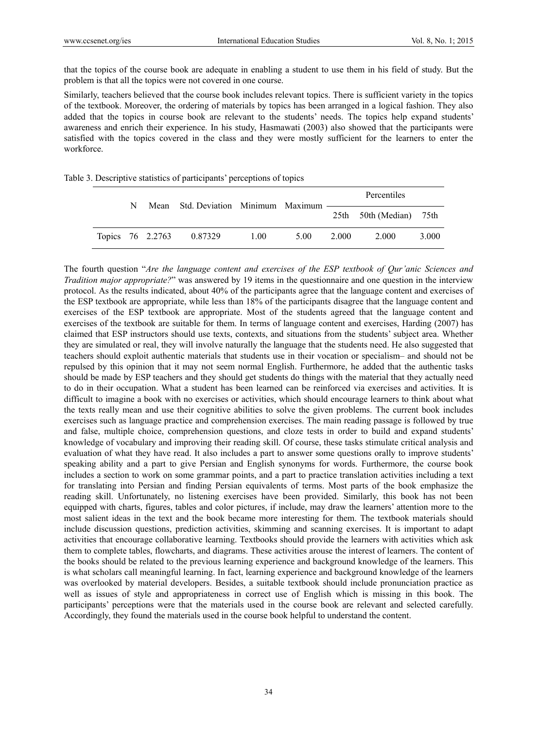that the topics of the course book are adequate in enabling a student to use them in his field of study. But the problem is that all the topics were not covered in one course.

Similarly, teachers believed that the course book includes relevant topics. There is sufficient variety in the topics of the textbook. Moreover, the ordering of materials by topics has been arranged in a logical fashion. They also added that the topics in course book are relevant to the students' needs. The topics help expand students' awareness and enrich their experience. In his study, Hasmawati (2003) also showed that the participants were satisfied with the topics covered in the class and they were mostly sufficient for the learners to enter the workforce.

Table 3. Descriptive statistics of participants' perceptions of topics

| | N | Mean | Std. Deviation | Minimum | Maximum | Percentiles | | |
|---|---|---|---|---|---|---|---|---|
| | | | | | | 25th | 50th (Median) | 75th |
| Topics | 76 | 2.2763 | 0.87329 | 1.00 | 5.00 | 2.000 | 2.000 | 3.000 |

The fourth question "*Are the language content and exercises of the ESP textbook of Qur'anic Sciences and Tradition major appropriate?*" was answered by 19 items in the questionnaire and one question in the interview protocol. As the results indicated, about 40% of the participants agree that the language content and exercises of the ESP textbook are appropriate, while less than 18% of the participants disagree that the language content and exercises of the ESP textbook are appropriate. Most of the students agreed that the language content and exercises of the textbook are suitable for them. In terms of language content and exercises, Harding (2007) has claimed that ESP instructors should use texts, contexts, and situations from the students' subject area. Whether they are simulated or real, they will involve naturally the language that the students need. He also suggested that teachers should exploit authentic materials that students use in their vocation or specialism– and should not be repulsed by this opinion that it may not seem normal English. Furthermore, he added that the authentic tasks should be made by ESP teachers and they should get students do things with the material that they actually need to do in their occupation. What a student has been learned can be reinforced via exercises and activities. It is difficult to imagine a book with no exercises or activities, which should encourage learners to think about what the texts really mean and use their cognitive abilities to solve the given problems. The current book includes exercises such as language practice and comprehension exercises. The main reading passage is followed by true and false, multiple choice, comprehension questions, and cloze tests in order to build and expand students' knowledge of vocabulary and improving their reading skill. Of course, these tasks stimulate critical analysis and evaluation of what they have read. It also includes a part to answer some questions orally to improve students' speaking ability and a part to give Persian and English synonyms for words. Furthermore, the course book includes a section to work on some grammar points, and a part to practice translation activities including a text for translating into Persian and finding Persian equivalents of terms. Most parts of the book emphasize the reading skill. Unfortunately, no listening exercises have been provided. Similarly, this book has not been equipped with charts, figures, tables and color pictures, if include, may draw the learners' attention more to the most salient ideas in the text and the book became more interesting for them. The textbook materials should include discussion questions, prediction activities, skimming and scanning exercises. It is important to adapt activities that encourage collaborative learning. Textbooks should provide the learners with activities which ask them to complete tables, flowcharts, and diagrams. These activities arouse the interest of learners. The content of the books should be related to the previous learning experience and background knowledge of the learners. This is what scholars call meaningful learning. In fact, learning experience and background knowledge of the learners was overlooked by material developers. Besides, a suitable textbook should include pronunciation practice as well as issues of style and appropriateness in correct use of English which is missing in this book. The participants' perceptions were that the materials used in the course book are relevant and selected carefully. Accordingly, they found the materials used in the course book helpful to understand the content.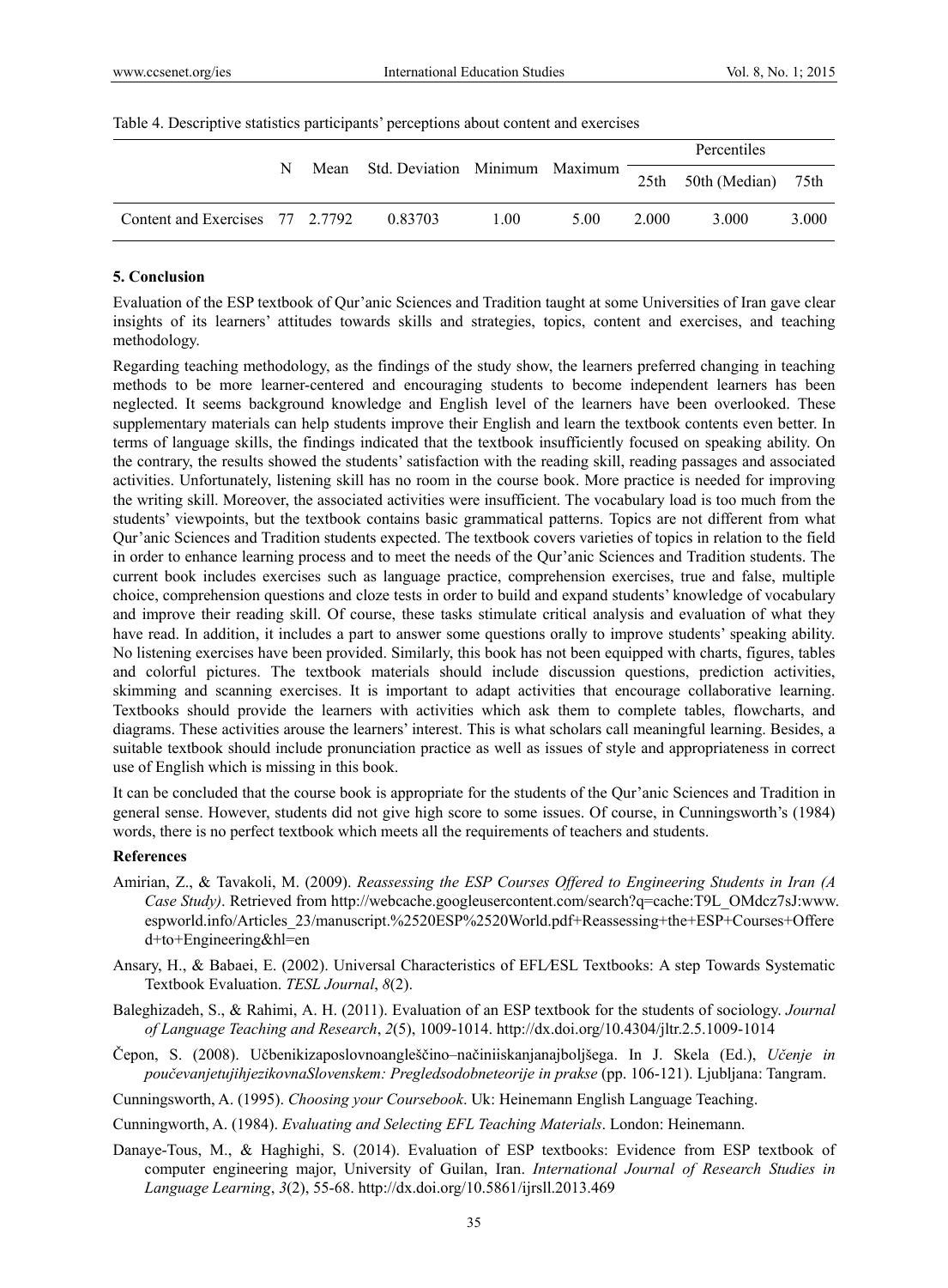Table 4. Descriptive statistics participants' perceptions about content and exercises

| | N | Mean | Std. Deviation | Minimum | Maximum | Percentiles | | |
|---|---|---|---|---|---|---|---|---|
| | | | | | | 25th | 50th (Median) | 75th |
| Content and Exercises | 77 | 2.7792 | 0.83703 | 1.00 | 5.00 | 2.000 | 3.000 | 3.000 |

## 5. Conclusion

Evaluation of the ESP textbook of Qur'anic Sciences and Tradition taught at some Universities of Iran gave clear insights of its learners' attitudes towards skills and strategies, topics, content and exercises, and teaching methodology.

Regarding teaching methodology, as the findings of the study show, the learners preferred changing in teaching methods to be more learner-centered and encouraging students to become independent learners has been neglected. It seems background knowledge and English level of the learners have been overlooked. These supplementary materials can help students improve their English and learn the textbook contents even better. In terms of language skills, the findings indicated that the textbook insufficiently focused on speaking ability. On the contrary, the results showed the students' satisfaction with the reading skill, reading passages and associated activities. Unfortunately, listening skill has no room in the course book. More practice is needed for improving the writing skill. Moreover, the associated activities were insufficient. The vocabulary load is too much from the students' viewpoints, but the textbook contains basic grammatical patterns. Topics are not different from what Qur'anic Sciences and Tradition students expected. The textbook covers varieties of topics in relation to the field in order to enhance learning process and to meet the needs of the Qur'anic Sciences and Tradition students. The current book includes exercises such as language practice, comprehension exercises, true and false, multiple choice, comprehension questions and cloze tests in order to build and expand students' knowledge of vocabulary and improve their reading skill. Of course, these tasks stimulate critical analysis and evaluation of what they have read. In addition, it includes a part to answer some questions orally to improve students' speaking ability. No listening exercises have been provided. Similarly, this book has not been equipped with charts, figures, tables and colorful pictures. The textbook materials should include discussion questions, prediction activities, skimming and scanning exercises. It is important to adapt activities that encourage collaborative learning. Textbooks should provide the learners with activities which ask them to complete tables, flowcharts, and diagrams. These activities arouse the learners' interest. This is what scholars call meaningful learning. Besides, a suitable textbook should include pronunciation practice as well as issues of style and appropriateness in correct use of English which is missing in this book.

It can be concluded that the course book is appropriate for the students of the Qur'anic Sciences and Tradition in general sense. However, students did not give high score to some issues. Of course, in Cunningsworth's (1984) words, there is no perfect textbook which meets all the requirements of teachers and students.

### References

Amirian, Z., & Tavakoli, M. (2009). *Reassessing the ESP Courses Offered to Engineering Students in Iran (A Case Study)*. Retrieved from http://webcache.googleusercontent.com/search?q=cache:T9L_OMdcz7sJ:www.espworld.info/Articles_23/manuscript.%2520ESP%2520World.pdf+Reassessing+the+ESP+Courses+Offered+to+Engineering&hl=en

Ansary, H., & Babaei, E. (2002). Universal Characteristics of EFL/ESL Textbooks: A step Towards Systematic Textbook Evaluation. *TESL Journal*, *8*(2).

Baleghizadeh, S., & Rahimi, A. H. (2011). Evaluation of an ESP textbook for the students of sociology. *Journal of Language Teaching and Research*, *2*(5), 1009-1014. http://dx.doi.org/10.4304/jltr.2.5.1009-1014

Čepon, S. (2008). Učbenikizaposlovnoangleščino–načiniiskanjanajboljšega. In J. Skela (Ed.), *Učenje in poučevanjetujihjezikovnaSlovenskem: Pregledsodobneteorije in prakse* (pp. 106-121). Ljubljana: Tangram.

Cunningsworth, A. (1995). *Choosing your Coursebook*. Uk: Heinemann English Language Teaching.

Cunningworth, A. (1984). *Evaluating and Selecting EFL Teaching Materials*. London: Heinemann.

Danaye-Tous, M., & Haghighi, S. (2014). Evaluation of ESP textbooks: Evidence from ESP textbook of computer engineering major, University of Guilan, Iran. *International Journal of Research Studies in Language Learning*, *3*(2), 55-68. http://dx.doi.org/10.5861/ijrsll.2013.469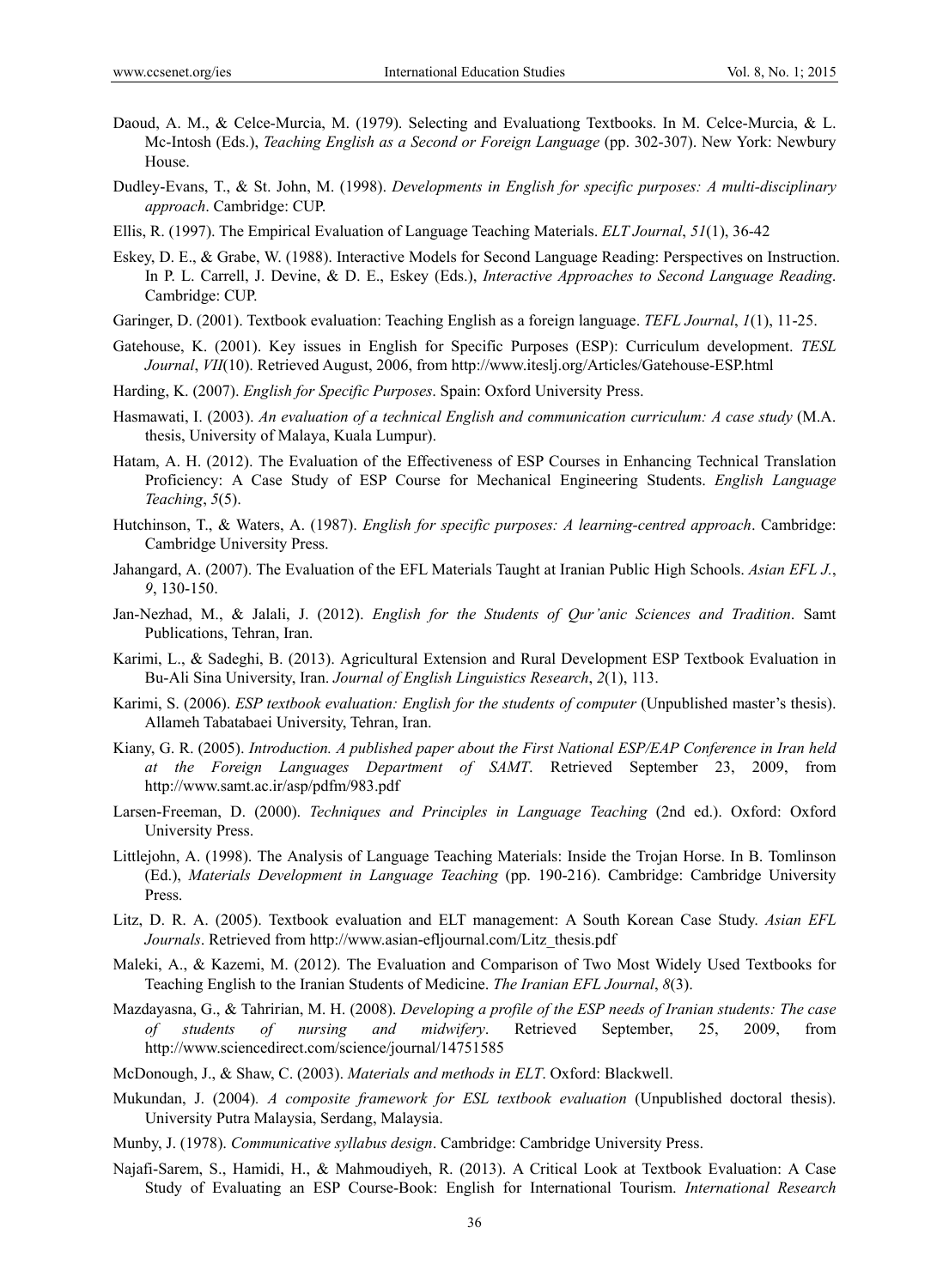Daoud, A. M., & Celce-Murcia, M. (1979). Selecting and Evaluationg Textbooks. In M. Celce-Murcia, & L. Mc-Intosh (Eds.), *Teaching English as a Second or Foreign Language* (pp. 302-307). New York: Newbury House.

Dudley-Evans, T., & St. John, M. (1998). *Developments in English for specific purposes: A multi-disciplinary approach*. Cambridge: CUP.

Ellis, R. (1997). The Empirical Evaluation of Language Teaching Materials. *ELT Journal*, *51*(1), 36-42

Eskey, D. E., & Grabe, W. (1988). Interactive Models for Second Language Reading: Perspectives on Instruction. In P. L. Carrell, J. Devine, & D. E., Eskey (Eds.), *Interactive Approaches to Second Language Reading*. Cambridge: CUP.

Garinger, D. (2001). Textbook evaluation: Teaching English as a foreign language. *TEFL Journal*, *1*(1), 11-25.

Gatehouse, K. (2001). Key issues in English for Specific Purposes (ESP): Curriculum development. *TESL Journal*, *VII*(10). Retrieved August, 2006, from http://www.iteslj.org/Articles/Gatehouse-ESP.html

Harding, K. (2007). *English for Specific Purposes*. Spain: Oxford University Press.

Hasmawati, I. (2003). *An evaluation of a technical English and communication curriculum: A case study* (M.A. thesis, University of Malaya, Kuala Lumpur).

Hatam, A. H. (2012). The Evaluation of the Effectiveness of ESP Courses in Enhancing Technical Translation Proficiency: A Case Study of ESP Course for Mechanical Engineering Students. *English Language Teaching*, *5*(5).

Hutchinson, T., & Waters, A. (1987). *English for specific purposes: A learning-centred approach*. Cambridge: Cambridge University Press.

Jahangard, A. (2007). The Evaluation of the EFL Materials Taught at Iranian Public High Schools. *Asian EFL J.*, *9*, 130-150.

Jan-Nezhad, M., & Jalali, J. (2012). *English for the Students of Qur'anic Sciences and Tradition*. Samt Publications, Tehran, Iran.

Karimi, L., & Sadeghi, B. (2013). Agricultural Extension and Rural Development ESP Textbook Evaluation in Bu-Ali Sina University, Iran. *Journal of English Linguistics Research*, *2*(1), 113.

Karimi, S. (2006). *ESP textbook evaluation: English for the students of computer* (Unpublished master's thesis). Allameh Tabatabaei University, Tehran, Iran.

Kiany, G. R. (2005). *Introduction. A published paper about the First National ESP/EAP Conference in Iran held at the Foreign Languages Department of SAMT*. Retrieved September 23, 2009, from http://www.samt.ac.ir/asp/pdfm/983.pdf

Larsen-Freeman, D. (2000). *Techniques and Principles in Language Teaching* (2nd ed.). Oxford: Oxford University Press.

Littlejohn, A. (1998). The Analysis of Language Teaching Materials: Inside the Trojan Horse. In B. Tomlinson (Ed.), *Materials Development in Language Teaching* (pp. 190-216). Cambridge: Cambridge University Press.

Litz, D. R. A. (2005). Textbook evaluation and ELT management: A South Korean Case Study. *Asian EFL Journals*. Retrieved from http://www.asian-efljournal.com/Litz_thesis.pdf

Maleki, A., & Kazemi, M. (2012). The Evaluation and Comparison of Two Most Widely Used Textbooks for Teaching English to the Iranian Students of Medicine. *The Iranian EFL Journal*, *8*(3).

Mazdayasna, G., & Tahririan, M. H. (2008). *Developing a profile of the ESP needs of Iranian students: The case of students of nursing and midwifery*. Retrieved September, 25, 2009, from http://www.sciencedirect.com/science/journal/14751585

McDonough, J., & Shaw, C. (2003). *Materials and methods in ELT*. Oxford: Blackwell.

Mukundan, J. (2004). *A composite framework for ESL textbook evaluation* (Unpublished doctoral thesis). University Putra Malaysia, Serdang, Malaysia.

Munby, J. (1978). *Communicative syllabus design*. Cambridge: Cambridge University Press.

Najafi-Sarem, S., Hamidi, H., & Mahmoudiyeh, R. (2013). A Critical Look at Textbook Evaluation: A Case Study of Evaluating an ESP Course-Book: English for International Tourism. *International Research*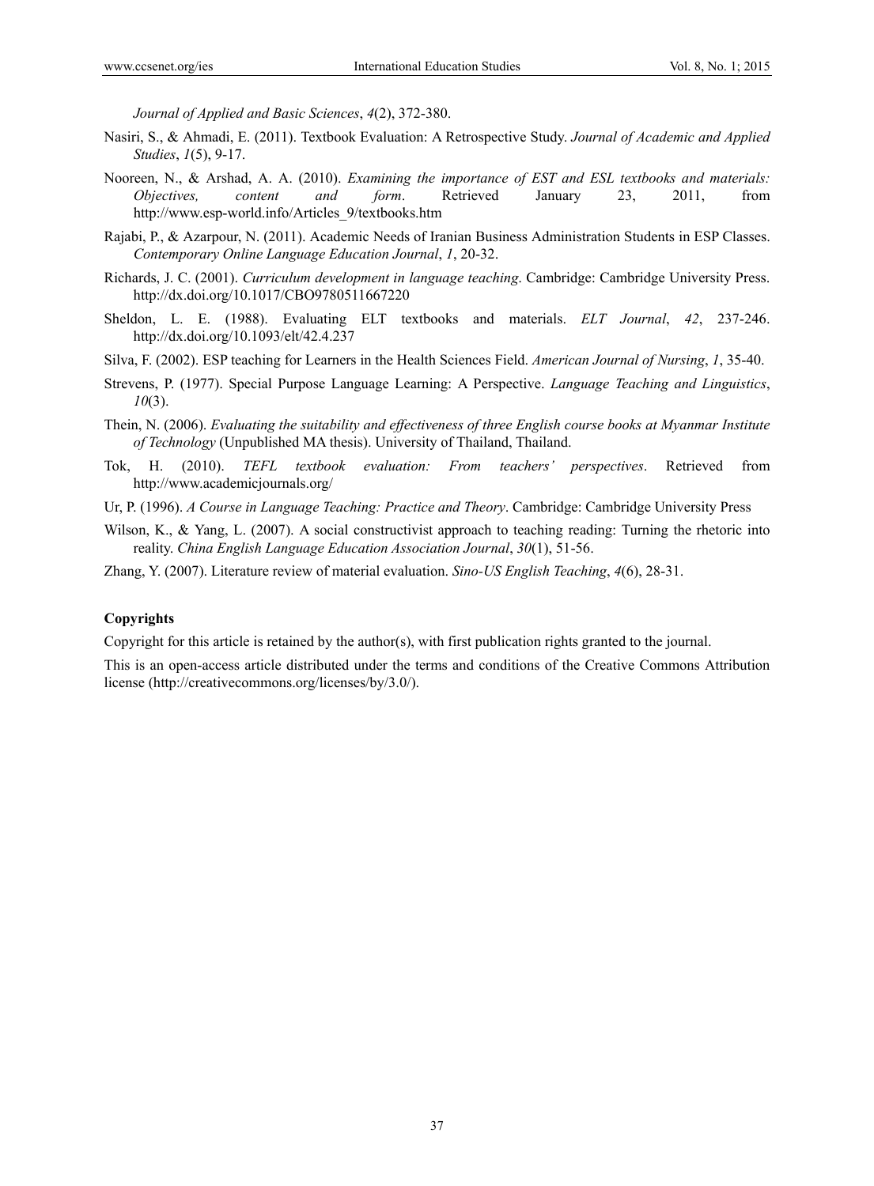*Journal of Applied and Basic Sciences*, *4*(2), 372-380.

Nasiri, S., & Ahmadi, E. (2011). Textbook Evaluation: A Retrospective Study. *Journal of Academic and Applied Studies*, *1*(5), 9-17.

Nooreen, N., & Arshad, A. A. (2010). *Examining the importance of EST and ESL textbooks and materials: Objectives, content and form*. Retrieved January 23, 2011, from http://www.esp-world.info/Articles_9/textbooks.htm

Rajabi, P., & Azarpour, N. (2011). Academic Needs of Iranian Business Administration Students in ESP Classes. *Contemporary Online Language Education Journal*, *1*, 20-32.

Richards, J. C. (2001). *Curriculum development in language teaching*. Cambridge: Cambridge University Press. http://dx.doi.org/10.1017/CBO9780511667220

Sheldon, L. E. (1988). Evaluating ELT textbooks and materials. *ELT Journal*, *42*, 237-246. http://dx.doi.org/10.1093/elt/42.4.237

Silva, F. (2002). ESP teaching for Learners in the Health Sciences Field. *American Journal of Nursing*, *1*, 35-40.

Strevens, P. (1977). Special Purpose Language Learning: A Perspective. *Language Teaching and Linguistics*, *10*(3).

Thein, N. (2006). *Evaluating the suitability and effectiveness of three English course books at Myanmar Institute of Technology* (Unpublished MA thesis). University of Thailand, Thailand.

Tok, H. (2010). *TEFL textbook evaluation: From teachers' perspectives*. Retrieved from http://www.academicjournals.org/

Ur, P. (1996). *A Course in Language Teaching: Practice and Theory*. Cambridge: Cambridge University Press

Wilson, K., & Yang, L. (2007). A social constructivist approach to teaching reading: Turning the rhetoric into reality. *China English Language Education Association Journal*, *30*(1), 51-56.

Zhang, Y. (2007). Literature review of material evaluation. *Sino-US English Teaching*, *4*(6), 28-31.

**Copyrights**

Copyright for this article is retained by the author(s), with first publication rights granted to the journal.

This is an open-access article distributed under the terms and conditions of the Creative Commons Attribution license (http://creativecommons.org/licenses/by/3.0/).